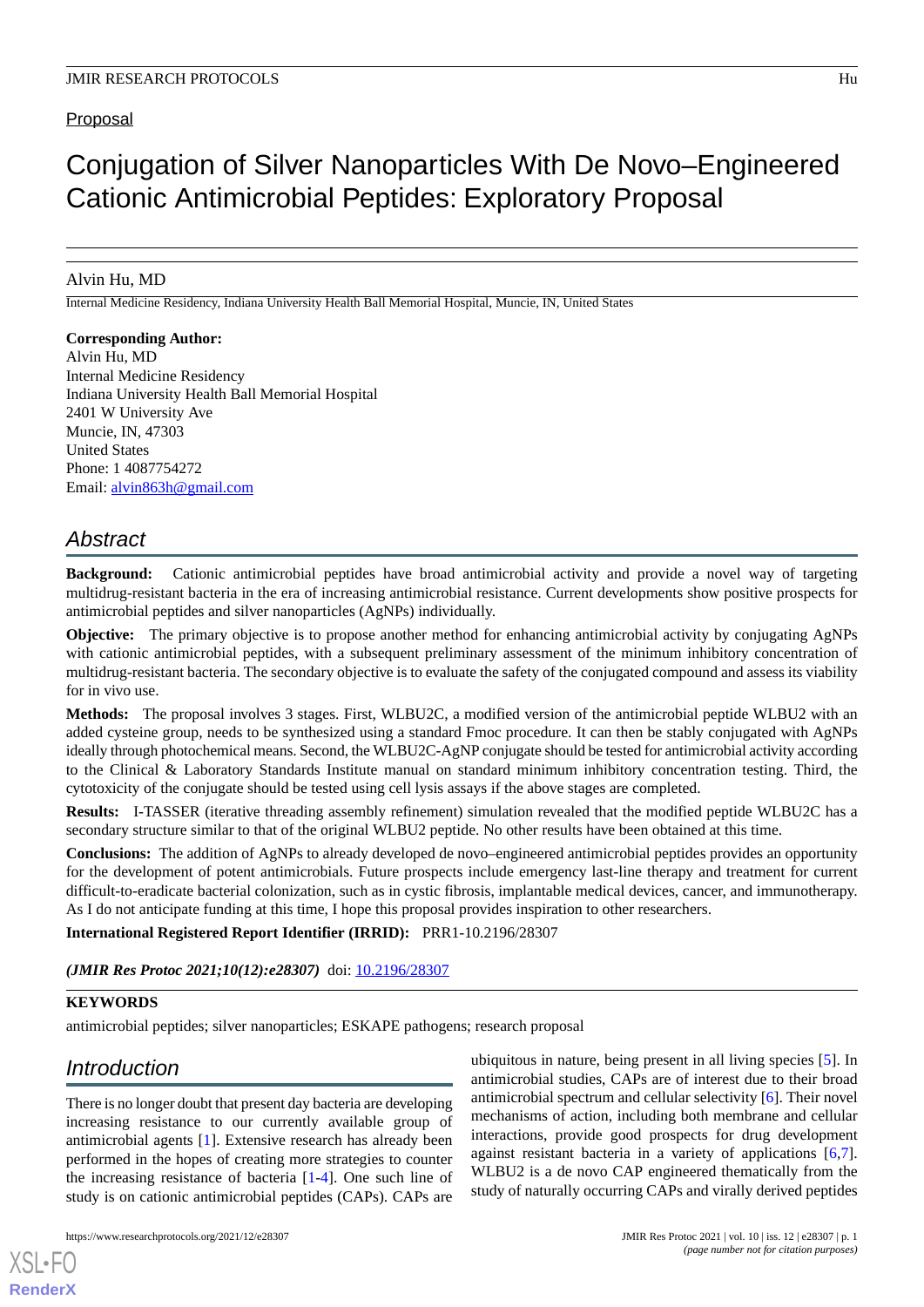Proposal

# Conjugation of Silver Nanoparticles With De Novo–Engineered Cationic Antimicrobial Peptides: Exploratory Proposal

Alvin Hu, MD

Internal Medicine Residency, Indiana University Health Ball Memorial Hospital, Muncie, IN, United States

**Corresponding Author:**
Alvin Hu, MD
Internal Medicine Residency
Indiana University Health Ball Memorial Hospital
2401 W University Ave
Muncie, IN, 47303
United States
Phone: 1 4087754272
Email: alvin863h@gmail.com

## Abstract

**Background:** Cationic antimicrobial peptides have broad antimicrobial activity and provide a novel way of targeting multidrug-resistant bacteria in the era of increasing antimicrobial resistance. Current developments show positive prospects for antimicrobial peptides and silver nanoparticles (AgNPs) individually.

**Objective:** The primary objective is to propose another method for enhancing antimicrobial activity by conjugating AgNPs with cationic antimicrobial peptides, with a subsequent preliminary assessment of the minimum inhibitory concentration of multidrug-resistant bacteria. The secondary objective is to evaluate the safety of the conjugated compound and assess its viability for in vivo use.

**Methods:** The proposal involves 3 stages. First, WLBU2C, a modified version of the antimicrobial peptide WLBU2 with an added cysteine group, needs to be synthesized using a standard Fmoc procedure. It can then be stably conjugated with AgNPs ideally through photochemical means. Second, the WLBU2C-AgNP conjugate should be tested for antimicrobial activity according to the Clinical & Laboratory Standards Institute manual on standard minimum inhibitory concentration testing. Third, the cytotoxicity of the conjugate should be tested using cell lysis assays if the above stages are completed.

**Results:** I-TASSER (iterative threading assembly refinement) simulation revealed that the modified peptide WLBU2C has a secondary structure similar to that of the original WLBU2 peptide. No other results have been obtained at this time.

**Conclusions:** The addition of AgNPs to already developed de novo–engineered antimicrobial peptides provides an opportunity for the development of potent antimicrobials. Future prospects include emergency last-line therapy and treatment for current difficult-to-eradicate bacterial colonization, such as in cystic fibrosis, implantable medical devices, cancer, and immunotherapy. As I do not anticipate funding at this time, I hope this proposal provides inspiration to other researchers.

**International Registered Report Identifier (IRRID):** PRR1-10.2196/28307

***(JMIR Res Protoc 2021;10(12):e28307)*** doi: 10.2196/28307

**KEYWORDS**

antimicrobial peptides; silver nanoparticles; ESKAPE pathogens; research proposal

## Introduction

There is no longer doubt that present day bacteria are developing increasing resistance to our currently available group of antimicrobial agents [1]. Extensive research has already been performed in the hopes of creating more strategies to counter the increasing resistance of bacteria [1-4]. One such line of study is on cationic antimicrobial peptides (CAPs). CAPs are ubiquitous in nature, being present in all living species [5]. In antimicrobial studies, CAPs are of interest due to their broad antimicrobial spectrum and cellular selectivity [6]. Their novel mechanisms of action, including both membrane and cellular interactions, provide good prospects for drug development against resistant bacteria in a variety of applications [6,7]. WLBU2 is a de novo CAP engineered thematically from the study of naturally occurring CAPs and virally derived peptides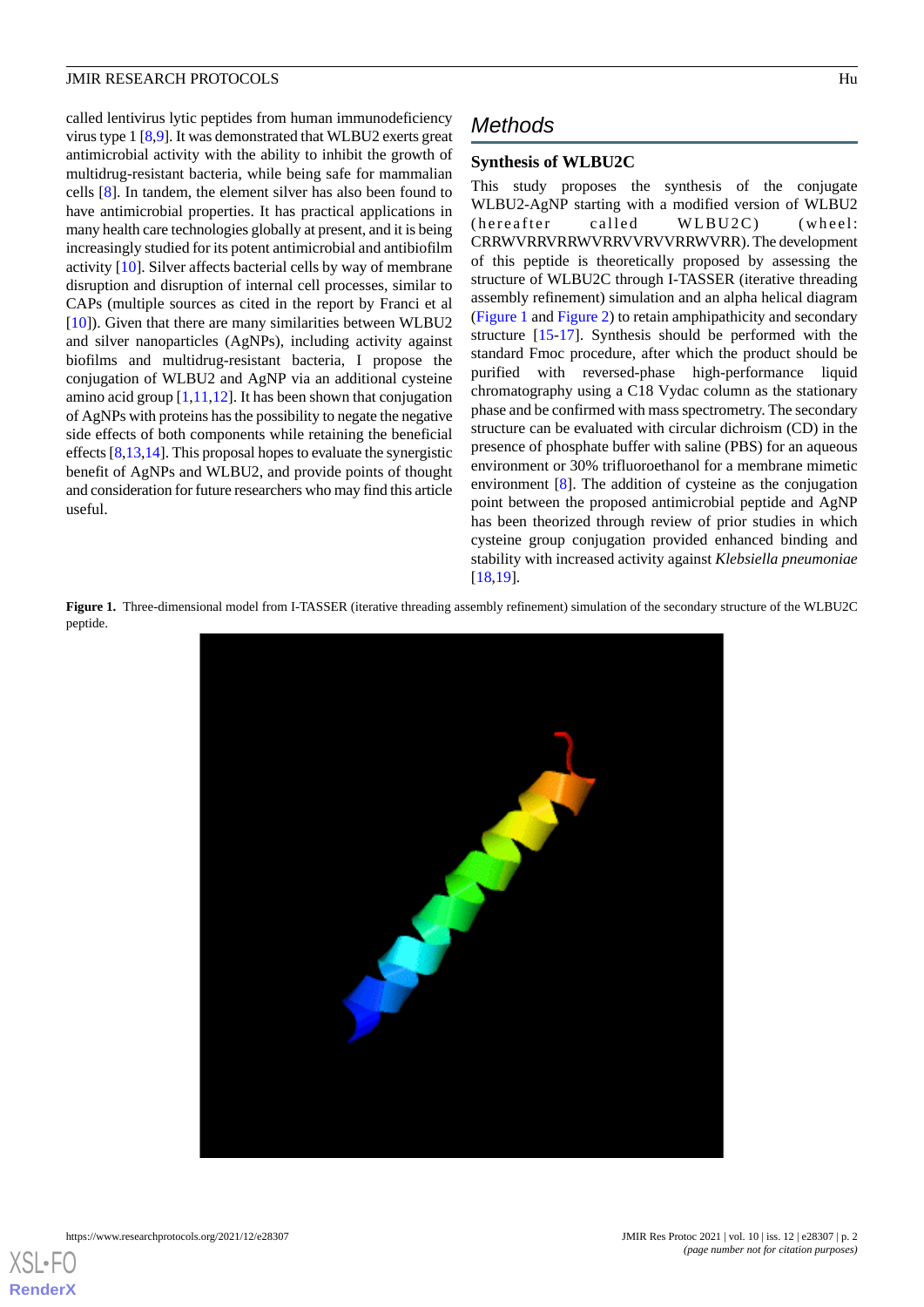called lentivirus lytic peptides from human immunodeficiency virus type 1 [8,9]. It was demonstrated that WLBU2 exerts great antimicrobial activity with the ability to inhibit the growth of multidrug-resistant bacteria, while being safe for mammalian cells [8]. In tandem, the element silver has also been found to have antimicrobial properties. It has practical applications in many health care technologies globally at present, and it is being increasingly studied for its potent antimicrobial and antibiofilm activity [10]. Silver affects bacterial cells by way of membrane disruption and disruption of internal cell processes, similar to CAPs (multiple sources as cited in the report by Franci et al [10]). Given that there are many similarities between WLBU2 and silver nanoparticles (AgNPs), including activity against biofilms and multidrug-resistant bacteria, I propose the conjugation of WLBU2 and AgNP via an additional cysteine amino acid group [1,11,12]. It has been shown that conjugation of AgNPs with proteins has the possibility to negate the negative side effects of both components while retaining the beneficial effects [8,13,14]. This proposal hopes to evaluate the synergistic benefit of AgNPs and WLBU2, and provide points of thought and consideration for future researchers who may find this article useful.

## Methods

### Synthesis of WLBU2C

This study proposes the synthesis of the conjugate WLBU2-AgNP starting with a modified version of WLBU2 (hereafter called WLBU2C) (wheel: CRRWVRRVRRWVRRVVRVVRRWVRR). The development of this peptide is theoretically proposed by assessing the structure of WLBU2C through I-TASSER (iterative threading assembly refinement) simulation and an alpha helical diagram (Figure 1 and Figure 2) to retain amphipathicity and secondary structure [15-17]. Synthesis should be performed with the standard Fmoc procedure, after which the product should be purified with reversed-phase high-performance liquid chromatography using a C18 Vydac column as the stationary phase and be confirmed with mass spectrometry. The secondary structure can be evaluated with circular dichroism (CD) in the presence of phosphate buffer with saline (PBS) for an aqueous environment or 30% trifluoroethanol for a membrane mimetic environment [8]. The addition of cysteine as the conjugation point between the proposed antimicrobial peptide and AgNP has been theorized through review of prior studies in which cysteine group conjugation provided enhanced binding and stability with increased activity against *Klebsiella pneumoniae* [18,19].

**Figure 1.** Three-dimensional model from I-TASSER (iterative threading assembly refinement) simulation of the secondary structure of the WLBU2C peptide.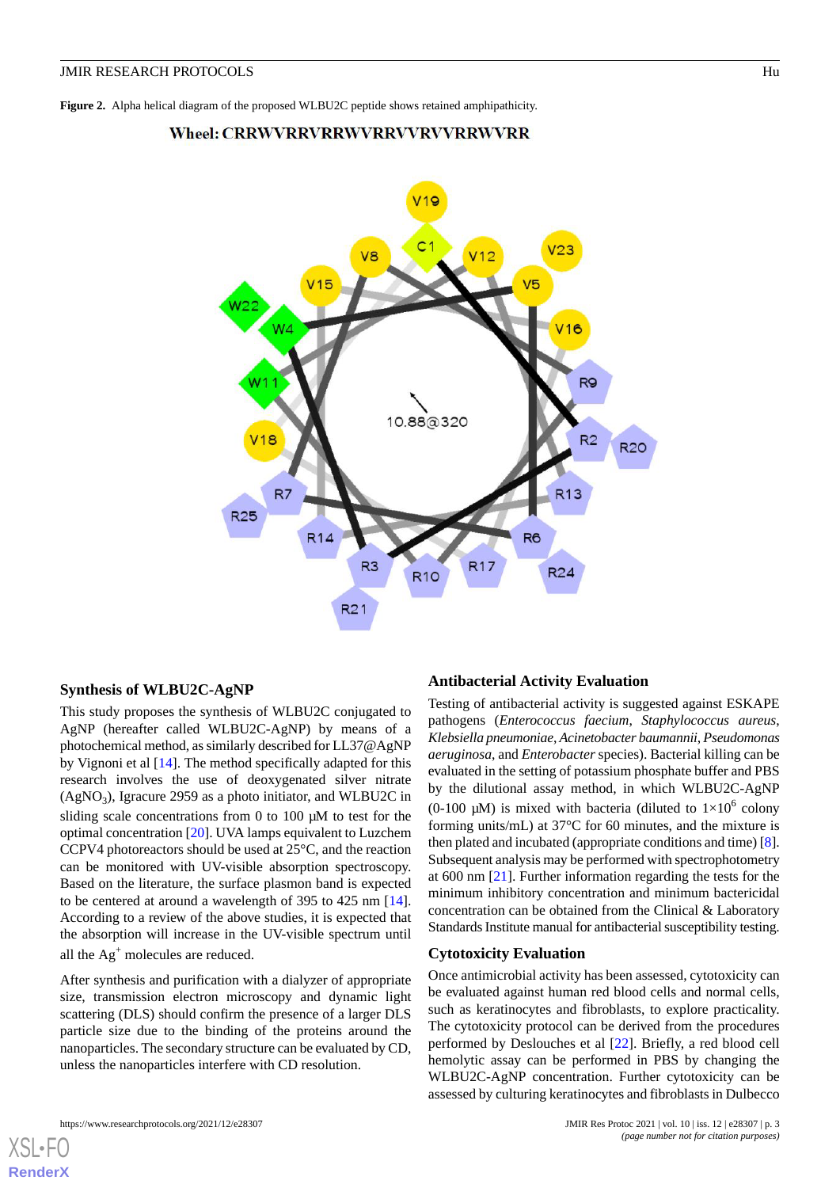**Figure 2.** Alpha helical diagram of the proposed WLBU2C peptide shows retained amphipathicity.

### Synthesis of WLBU2C-AgNP

This study proposes the synthesis of WLBU2C conjugated to AgNP (hereafter called WLBU2C-AgNP) by means of a photochemical method, as similarly described for LL37@AgNP by Vignoni et al [14]. The method specifically adapted for this research involves the use of deoxygenated silver nitrate ($AgNO_3$), Igracure 2959 as a photo initiator, and WLBU2C in sliding scale concentrations from 0 to 100 μM to test for the optimal concentration [20]. UVA lamps equivalent to Luzchem CCPV4 photoreactors should be used at 25°C, and the reaction can be monitored with UV-visible absorption spectroscopy. Based on the literature, the surface plasmon band is expected to be centered at around a wavelength of 395 to 425 nm [14]. According to a review of the above studies, it is expected that the absorption will increase in the UV-visible spectrum until all the $Ag^+$ molecules are reduced.

After synthesis and purification with a dialyzer of appropriate size, transmission electron microscopy and dynamic light scattering (DLS) should confirm the presence of a larger DLS particle size due to the binding of the proteins around the nanoparticles. The secondary structure can be evaluated by CD, unless the nanoparticles interfere with CD resolution.

### Antibacterial Activity Evaluation

Testing of antibacterial activity is suggested against ESKAPE pathogens (*Enterococcus faecium*, *Staphylococcus aureus*, *Klebsiella pneumoniae*, *Acinetobacter baumannii*, *Pseudomonas aeruginosa*, and *Enterobacter* species). Bacterial killing can be evaluated in the setting of potassium phosphate buffer and PBS by the dilutional assay method, in which WLBU2C-AgNP (0-100 μM) is mixed with bacteria (diluted to $1\times10^6$ colony forming units/mL) at 37°C for 60 minutes, and the mixture is then plated and incubated (appropriate conditions and time) [8]. Subsequent analysis may be performed with spectrophotometry at 600 nm [21]. Further information regarding the tests for the minimum inhibitory concentration and minimum bactericidal concentration can be obtained from the Clinical & Laboratory Standards Institute manual for antibacterial susceptibility testing.

### Cytotoxicity Evaluation

Once antimicrobial activity has been assessed, cytotoxicity can be evaluated against human red blood cells and normal cells, such as keratinocytes and fibroblasts, to explore practicality. The cytotoxicity protocol can be derived from the procedures performed by Deslouches et al [22]. Briefly, a red blood cell hemolytic assay can be performed in PBS by changing the WLBU2C-AgNP concentration. Further cytotoxicity can be assessed by culturing keratinocytes and fibroblasts in Dulbecco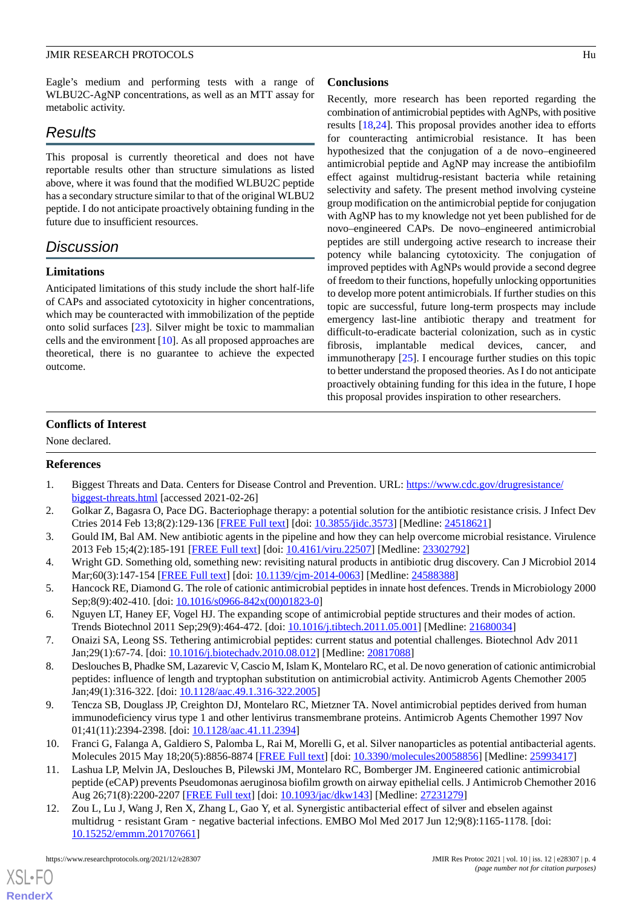Eagle's medium and performing tests with a range of WLBU2C-AgNP concentrations, as well as an MTT assay for metabolic activity.

## Results

This proposal is currently theoretical and does not have reportable results other than structure simulations as listed above, where it was found that the modified WLBU2C peptide has a secondary structure similar to that of the original WLBU2 peptide. I do not anticipate proactively obtaining funding in the future due to insufficient resources.

## Discussion

### Limitations

Anticipated limitations of this study include the short half-life of CAPs and associated cytotoxicity in higher concentrations, which may be counteracted with immobilization of the peptide onto solid surfaces [23]. Silver might be toxic to mammalian cells and the environment [10]. As all proposed approaches are theoretical, there is no guarantee to achieve the expected outcome.

### Conclusions

Recently, more research has been reported regarding the combination of antimicrobial peptides with AgNPs, with positive results [18,24]. This proposal provides another idea to efforts for counteracting antimicrobial resistance. It has been hypothesized that the conjugation of a de novo–engineered antimicrobial peptide and AgNP may increase the antibiofilm effect against multidrug-resistant bacteria while retaining selectivity and safety. The present method involving cysteine group modification on the antimicrobial peptide for conjugation with AgNP has to my knowledge not yet been published for de novo–engineered CAPs. De novo–engineered antimicrobial peptides are still undergoing active research to increase their potency while balancing cytotoxicity. The conjugation of improved peptides with AgNPs would provide a second degree of freedom to their functions, hopefully unlocking opportunities to develop more potent antimicrobials. If further studies on this topic are successful, future long-term prospects may include emergency last-line antibiotic therapy and treatment for difficult-to-eradicate bacterial colonization, such as in cystic fibrosis, implantable medical devices, cancer, and immunotherapy [25]. I encourage further studies on this topic to better understand the proposed theories. As I do not anticipate proactively obtaining funding for this idea in the future, I hope this proposal provides inspiration to other researchers.

### Conflicts of Interest

None declared.

### References

1. Biggest Threats and Data. Centers for Disease Control and Prevention. URL: https://www.cdc.gov/drugresistance/biggest-threats.html [accessed 2021-02-26]
2. Golkar Z, Bagasra O, Pace DG. Bacteriophage therapy: a potential solution for the antibiotic resistance crisis. J Infect Dev Ctries 2014 Feb 13;8(2):129-136 [FREE Full text] [doi: 10.3855/jidc.3573] [Medline: 24518621]
3. Gould IM, Bal AM. New antibiotic agents in the pipeline and how they can help overcome microbial resistance. Virulence 2013 Feb 15;4(2):185-191 [FREE Full text] [doi: 10.4161/viru.22507] [Medline: 23302792]
4. Wright GD. Something old, something new: revisiting natural products in antibiotic drug discovery. Can J Microbiol 2014 Mar;60(3):147-154 [FREE Full text] [doi: 10.1139/cjm-2014-0063] [Medline: 24588388]
5. Hancock RE, Diamond G. The role of cationic antimicrobial peptides in innate host defences. Trends in Microbiology 2000 Sep;8(9):402-410. [doi: 10.1016/s0966-842x(00)01823-0]
6. Nguyen LT, Haney EF, Vogel HJ. The expanding scope of antimicrobial peptide structures and their modes of action. Trends Biotechnol 2011 Sep;29(9):464-472. [doi: 10.1016/j.tibtech.2011.05.001] [Medline: 21680034]
7. Onaizi SA, Leong SS. Tethering antimicrobial peptides: current status and potential challenges. Biotechnol Adv 2011 Jan;29(1):67-74. [doi: 10.1016/j.biotechadv.2010.08.012] [Medline: 20817088]
8. Deslouches B, Phadke SM, Lazarevic V, Cascio M, Islam K, Montelaro RC, et al. De novo generation of cationic antimicrobial peptides: influence of length and tryptophan substitution on antimicrobial activity. Antimicrob Agents Chemother 2005 Jan;49(1):316-322. [doi: 10.1128/aac.49.1.316-322.2005]
9. Tencza SB, Douglass JP, Creighton DJ, Montelaro RC, Mietzner TA. Novel antimicrobial peptides derived from human immunodeficiency virus type 1 and other lentivirus transmembrane proteins. Antimicrob Agents Chemother 1997 Nov 01;41(11):2394-2398. [doi: 10.1128/aac.41.11.2394]
10. Franci G, Falanga A, Galdiero S, Palomba L, Rai M, Morelli G, et al. Silver nanoparticles as potential antibacterial agents. Molecules 2015 May 18;20(5):8856-8874 [FREE Full text] [doi: 10.3390/molecules20058856] [Medline: 25993417]
11. Lashua LP, Melvin JA, Deslouches B, Pilewski JM, Montelaro RC, Bomberger JM. Engineered cationic antimicrobial peptide (eCAP) prevents Pseudomonas aeruginosa biofilm growth on airway epithelial cells. J Antimicrob Chemother 2016 Aug 26;71(8):2200-2207 [FREE Full text] [doi: 10.1093/jac/dkw143] [Medline: 27231279]
12. Zou L, Lu J, Wang J, Ren X, Zhang L, Gao Y, et al. Synergistic antibacterial effect of silver and ebselen against multidrug‐resistant Gram‐negative bacterial infections. EMBO Mol Med 2017 Jun 12;9(8):1165-1178. [doi: 10.15252/emmm.201707661]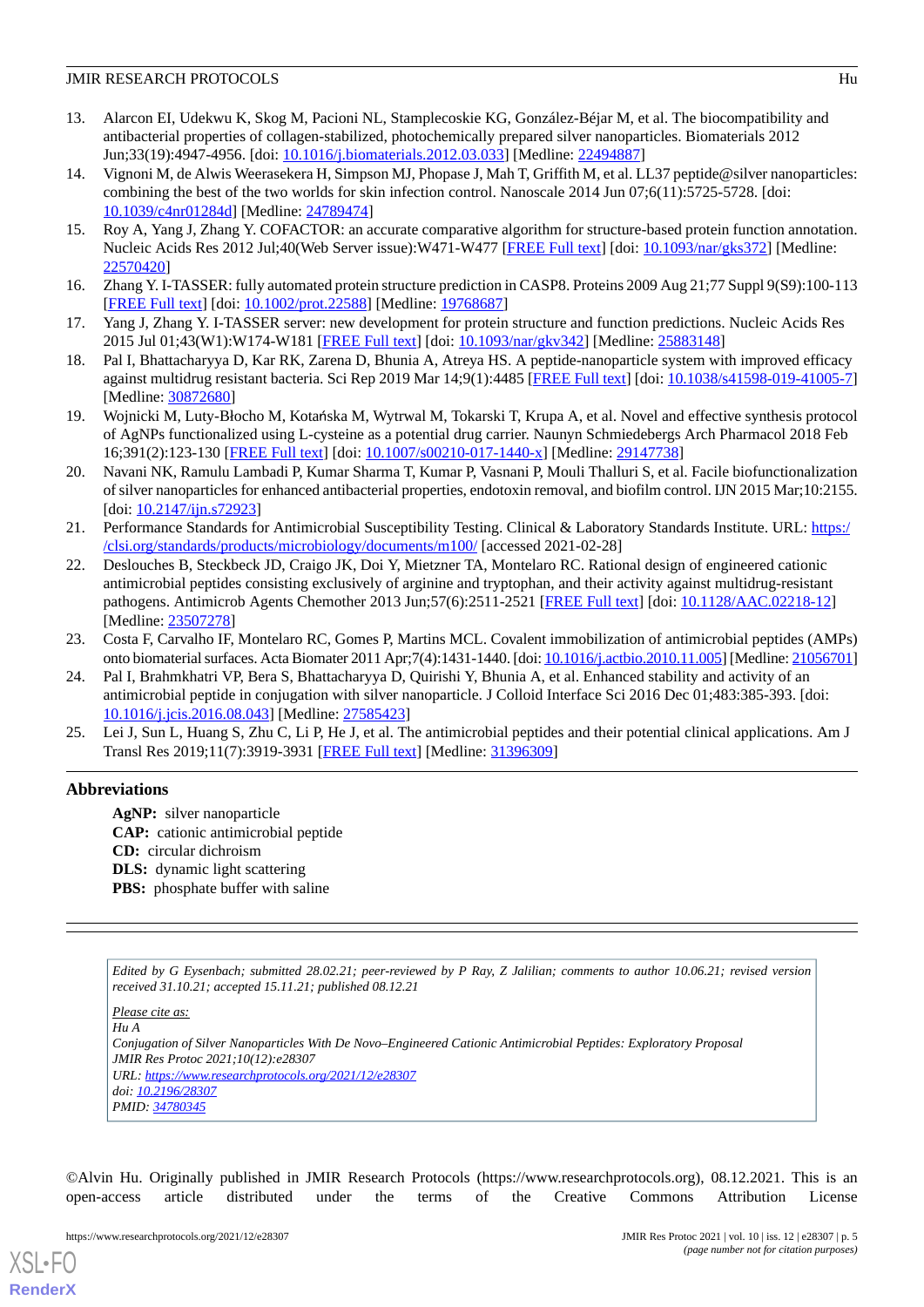13. Alarcon EI, Udekwu K, Skog M, Pacioni NL, Stamplecoskie KG, González-Béjar M, et al. The biocompatibility and antibacterial properties of collagen-stabilized, photochemically prepared silver nanoparticles. Biomaterials 2012 Jun;33(19):4947-4956. [doi: 10.1016/j.biomaterials.2012.03.033] [Medline: 22494887]
14. Vignoni M, de Alwis Weerasekera H, Simpson MJ, Phopase J, Mah T, Griffith M, et al. LL37 peptide@silver nanoparticles: combining the best of the two worlds for skin infection control. Nanoscale 2014 Jun 07;6(11):5725-5728. [doi: 10.1039/c4nr01284d] [Medline: 24789474]
15. Roy A, Yang J, Zhang Y. COFACTOR: an accurate comparative algorithm for structure-based protein function annotation. Nucleic Acids Res 2012 Jul;40(Web Server issue):W471-W477 [FREE Full text] [doi: 10.1093/nar/gks372] [Medline: 22570420]
16. Zhang Y. I-TASSER: fully automated protein structure prediction in CASP8. Proteins 2009 Aug 21;77 Suppl 9(S9):100-113 [FREE Full text] [doi: 10.1002/prot.22588] [Medline: 19768687]
17. Yang J, Zhang Y. I-TASSER server: new development for protein structure and function predictions. Nucleic Acids Res 2015 Jul 01;43(W1):W174-W181 [FREE Full text] [doi: 10.1093/nar/gkv342] [Medline: 25883148]
18. Pal I, Bhattacharyya D, Kar RK, Zarena D, Bhunia A, Atreya HS. A peptide-nanoparticle system with improved efficacy against multidrug resistant bacteria. Sci Rep 2019 Mar 14;9(1):4485 [FREE Full text] [doi: 10.1038/s41598-019-41005-7] [Medline: 30872680]
19. Wojnicki M, Luty-Błocho M, Kotańska M, Wytrwal M, Tokarski T, Krupa A, et al. Novel and effective synthesis protocol of AgNPs functionalized using L-cysteine as a potential drug carrier. Naunyn Schmiedebergs Arch Pharmacol 2018 Feb 16;391(2):123-130 [FREE Full text] [doi: 10.1007/s00210-017-1440-x] [Medline: 29147738]
20. Navani NK, Ramulu Lambadi P, Kumar Sharma T, Kumar P, Vasnani P, Mouli Thalluri S, et al. Facile biofunctionalization of silver nanoparticles for enhanced antibacterial properties, endotoxin removal, and biofilm control. IJN 2015 Mar;10:2155. [doi: 10.2147/ijn.s72923]
21. Performance Standards for Antimicrobial Susceptibility Testing. Clinical & Laboratory Standards Institute. URL: https://clsi.org/standards/products/microbiology/documents/m100/ [accessed 2021-02-28]
22. Deslouches B, Steckbeck JD, Craigo JK, Doi Y, Mietzner TA, Montelaro RC. Rational design of engineered cationic antimicrobial peptides consisting exclusively of arginine and tryptophan, and their activity against multidrug-resistant pathogens. Antimicrob Agents Chemother 2013 Jun;57(6):2511-2521 [FREE Full text] [doi: 10.1128/AAC.02218-12] [Medline: 23507278]
23. Costa F, Carvalho IF, Montelaro RC, Gomes P, Martins MCL. Covalent immobilization of antimicrobial peptides (AMPs) onto biomaterial surfaces. Acta Biomater 2011 Apr;7(4):1431-1440. [doi: 10.1016/j.actbio.2010.11.005] [Medline: 21056701]
24. Pal I, Brahmkhatri VP, Bera S, Bhattacharyya D, Quirishi Y, Bhunia A, et al. Enhanced stability and activity of an antimicrobial peptide in conjugation with silver nanoparticle. J Colloid Interface Sci 2016 Dec 01;483:385-393. [doi: 10.1016/j.jcis.2016.08.043] [Medline: 27585423]
25. Lei J, Sun L, Huang S, Zhu C, Li P, He J, et al. The antimicrobial peptides and their potential clinical applications. Am J Transl Res 2019;11(7):3919-3931 [FREE Full text] [Medline: 31396309]

## Abbreviations

**AgNP:** silver nanoparticle
**CAP:** cationic antimicrobial peptide
**CD:** circular dichroism
**DLS:** dynamic light scattering
**PBS:** phosphate buffer with saline

*Edited by G Eysenbach; submitted 28.02.21; peer-reviewed by P Ray, Z Jalilian; comments to author 10.06.21; revised version received 31.10.21; accepted 15.11.21; published 08.12.21*

*Please cite as:*
*Hu A*
*Conjugation of Silver Nanoparticles With De Novo–Engineered Cationic Antimicrobial Peptides: Exploratory Proposal*
*JMIR Res Protoc 2021;10(12):e28307*
*URL: https://www.researchprotocols.org/2021/12/e28307*
*doi: 10.2196/28307*
*PMID: 34780345*

©Alvin Hu. Originally published in JMIR Research Protocols (https://www.researchprotocols.org), 08.12.2021. This is an open-access article distributed under the terms of the Creative Commons Attribution License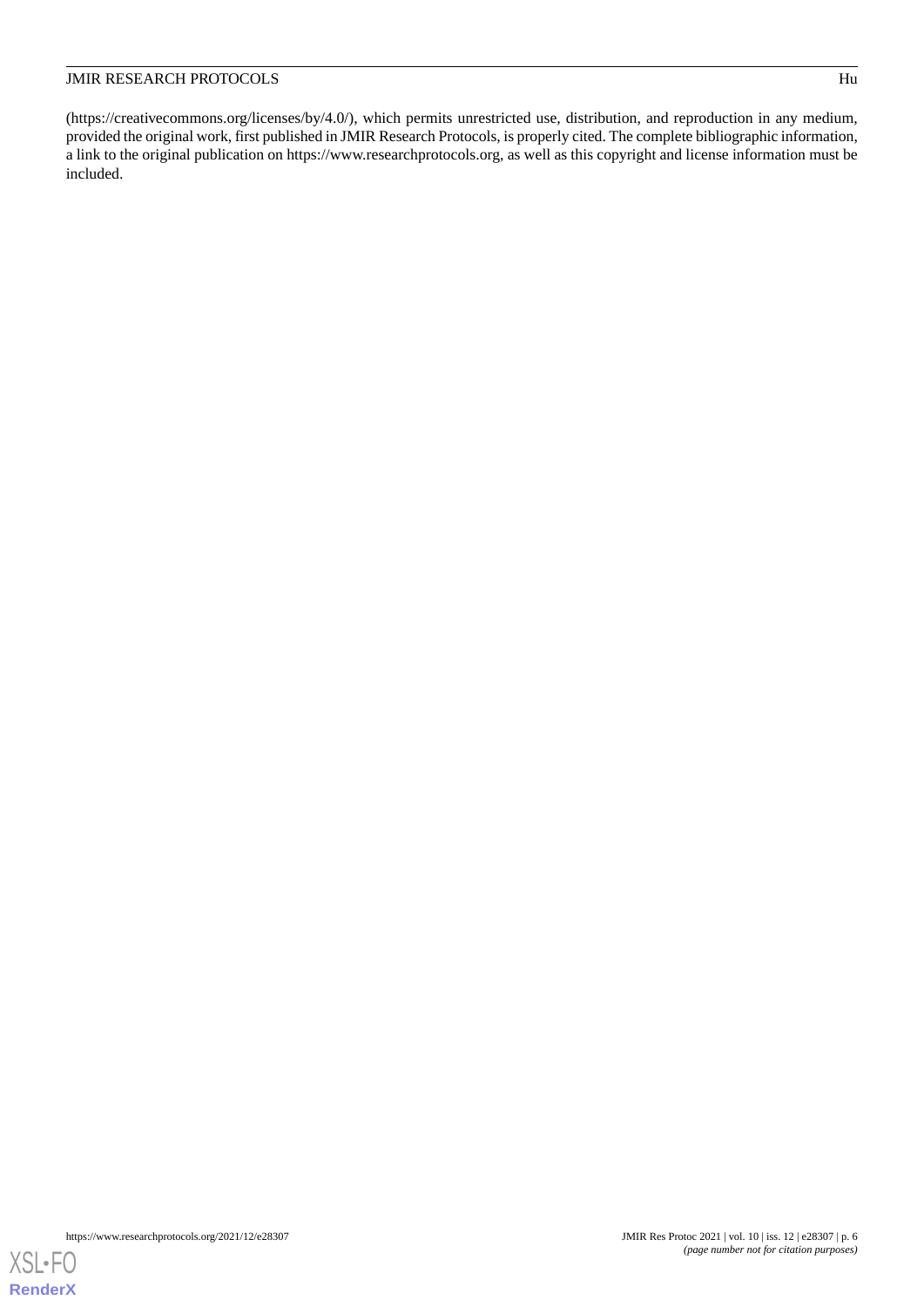(https://creativecommons.org/licenses/by/4.0/), which permits unrestricted use, distribution, and reproduction in any medium, provided the original work, first published in JMIR Research Protocols, is properly cited. The complete bibliographic information, a link to the original publication on https://www.researchprotocols.org, as well as this copyright and license information must be included.